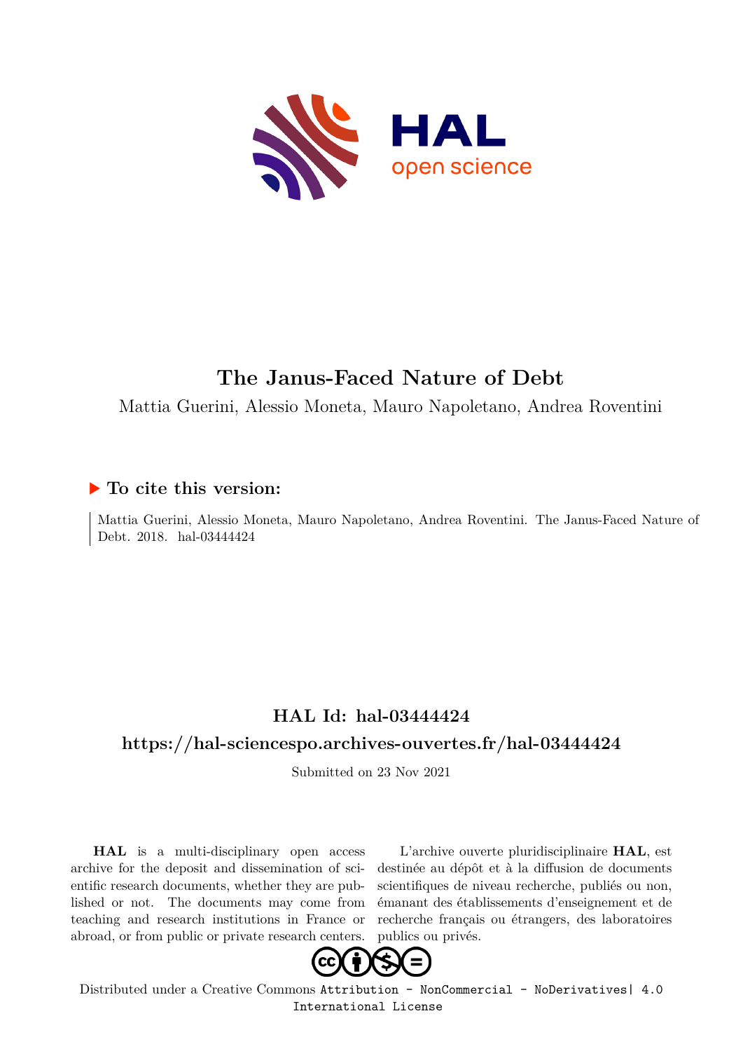# The Janus-Faced Nature of Debt

Mattia Guerini, Alessio Moneta, Mauro Napoletano, Andrea Roventini

## ▶ To cite this version:

Mattia Guerini, Alessio Moneta, Mauro Napoletano, Andrea Roventini. The Janus-Faced Nature of Debt. 2018. hal-03444424

## HAL Id: hal-03444424

## https://hal-sciencespo.archives-ouvertes.fr/hal-03444424

Submitted on 23 Nov 2021

**HAL** is a multi-disciplinary open access archive for the deposit and dissemination of scientific research documents, whether they are published or not. The documents may come from teaching and research institutions in France or abroad, or from public or private research centers.

L'archive ouverte pluridisciplinaire **HAL**, est destinée au dépôt et à la diffusion de documents scientifiques de niveau recherche, publiés ou non, émanant des établissements d'enseignement et de recherche français ou étrangers, des laboratoires publics ou privés.

Distributed under a Creative Commons Attribution - NonCommercial - NoDerivatives| 4.0 International License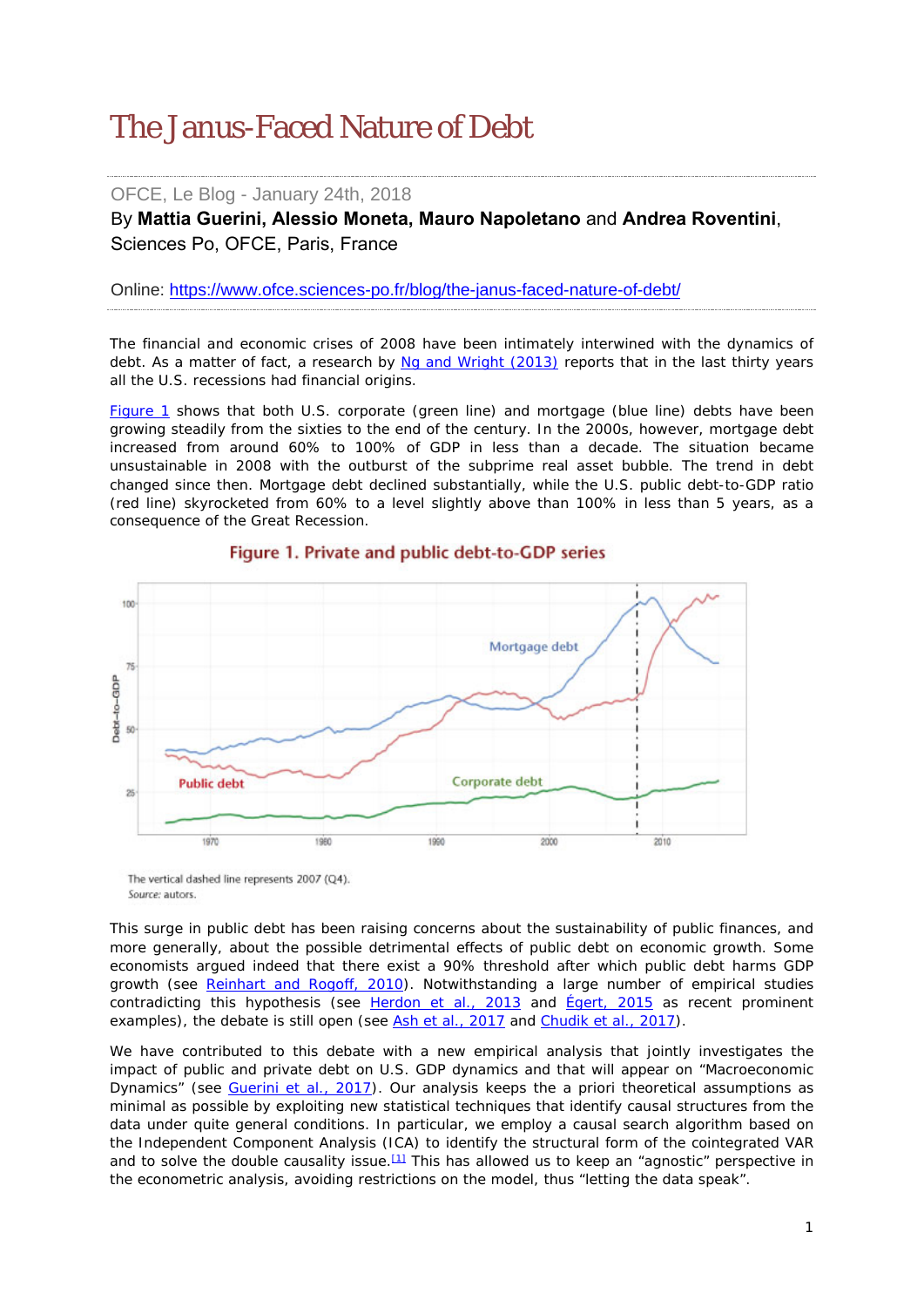# The Janus-Faced Nature of Debt

OFCE, Le Blog - January 24th, 2018

By **Mattia Guerini, Alessio Moneta, Mauro Napoletano** and **Andrea Roventini**, Sciences Po, OFCE, Paris, France

Online: https://www.ofce.sciences-po.fr/blog/the-janus-faced-nature-of-debt/

---

The financial and economic crises of 2008 have been intimately interwined with the dynamics of debt. As a matter of fact, a research by Ng and Wright (2013) reports that in the last thirty years all the U.S. recessions had financial origins.

Figure 1 shows that both U.S. corporate (green line) and mortgage (blue line) debts have been growing steadily from the sixties to the end of the century. In the 2000s, however, mortgage debt increased from around 60% to 100% of GDP in less than a decade. The situation became unsustainable in 2008 with the outburst of the subprime real asset bubble. The trend in debt changed since then. Mortgage debt declined substantially, while the U.S. public debt-to-GDP ratio (red line) skyrocketed from 60% to a level slightly above than 100% in less than 5 years, as a consequence of the Great Recession.

**Figure 1. Private and public debt-to-GDP series**

The vertical dashed line represents 2007 (Q4).
*Source:* autors.

This surge in public debt has been raising concerns about the sustainability of public finances, and more generally, about the possible detrimental effects of public debt on economic growth. Some economists argued indeed that there exist a 90% threshold after which public debt harms GDP growth (see Reinhart and Rogoff, 2010). Notwithstanding a large number of empirical studies contradicting this hypothesis (see Herdon et al., 2013 and Égert, 2015 as recent prominent examples), the debate is still open (see Ash et al., 2017 and Chudik et al., 2017).

We have contributed to this debate with a new empirical analysis that jointly investigates the impact of public and private debt on U.S. GDP dynamics and that will appear on "Macroeconomic Dynamics" (see Guerini et al., 2017). Our analysis keeps the a priori theoretical assumptions as minimal as possible by exploiting new statistical techniques that identify causal structures from the data under quite general conditions. In particular, we employ a causal search algorithm based on the Independent Component Analysis (ICA) to identify the structural form of the cointegrated VAR and to solve the double causality issue.[1] This has allowed us to keep an "agnostic" perspective in the econometric analysis, avoiding restrictions on the model, thus "letting the data speak".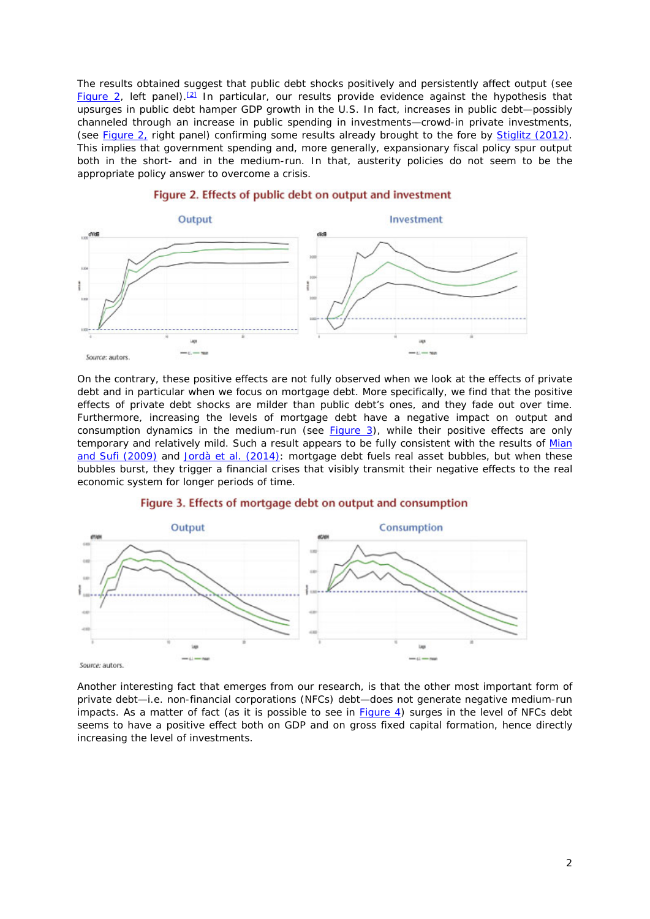The results obtained suggest that public debt shocks positively and persistently affect output (see Figure 2, left panel).[2] In particular, our results provide evidence against the hypothesis that upsurges in public debt hamper GDP growth in the U.S. In fact, increases in public debt—possibly channeled through an increase in public spending in investments—crowd-in private investments, (see Figure 2, right panel) confirming some results already brought to the fore by Stiglitz (2012). This implies that government spending and, more generally, expansionary fiscal policy spur output both in the short- and in the medium-run. In that, austerity policies do not seem to be the appropriate policy answer to overcome a crisis.

**Figure 2. Effects of public debt on output and investment**

*Source:* autors.

On the contrary, these positive effects are not fully observed when we look at the effects of private debt and in particular when we focus on mortgage debt. More specifically, we find that the positive effects of private debt shocks are milder than public debt's ones, and they fade out over time. Furthermore, increasing the levels of mortgage debt have a negative impact on output and consumption dynamics in the medium-run (see Figure 3), while their positive effects are only temporary and relatively mild. Such a result appears to be fully consistent with the results of Mian and Sufi (2009) and Jordà et al. (2014): mortgage debt fuels real asset bubbles, but when these bubbles burst, they trigger a financial crises that visibly transmit their negative effects to the real economic system for longer periods of time.

**Figure 3. Effects of mortgage debt on output and consumption**

*Source:* autors.

Another interesting fact that emerges from our research, is that the other most important form of private debt—i.e. non-financial corporations (NFCs) debt—does not generate negative medium-run impacts. As a matter of fact (as it is possible to see in Figure 4) surges in the level of NFCs debt seems to have a positive effect both on GDP and on gross fixed capital formation, hence directly increasing the level of investments.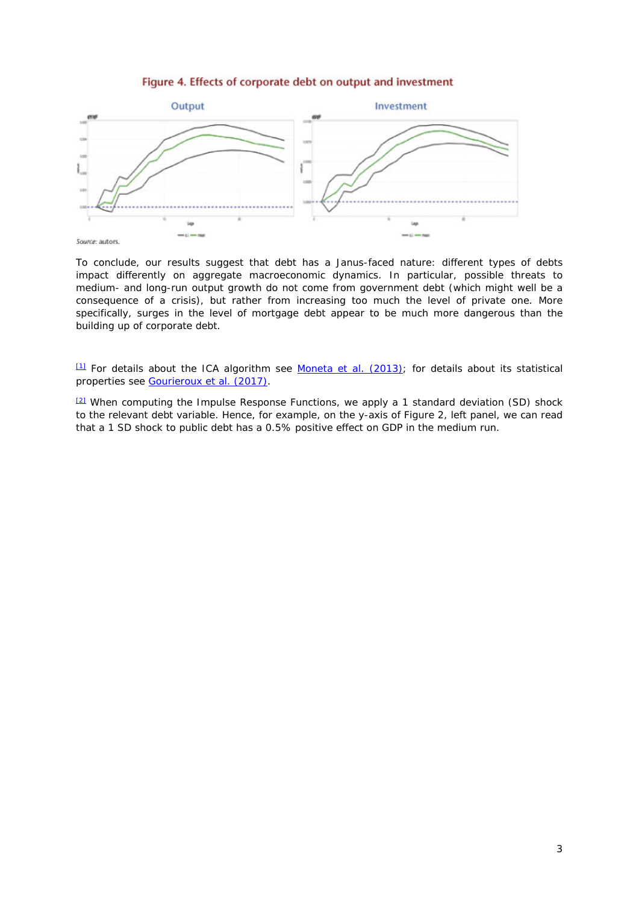## Figure 4. Effects of corporate debt on output and investment

Output

Investment

*Source*: autors.

To conclude, our results suggest that debt has a Janus-faced nature: different types of debts impact differently on aggregate macroeconomic dynamics. In particular, possible threats to medium- and long-run output growth do not come from government debt (which might well be a consequence of a crisis), but rather from increasing too much the level of private one. More specifically, surges in the level of mortgage debt appear to be much more dangerous than the building up of corporate debt.

[1] For details about the ICA algorithm see Moneta et al. (2013); for details about its statistical properties see Gourieroux et al. (2017).

[2] When computing the Impulse Response Functions, we apply a 1 standard deviation (SD) shock to the relevant debt variable. Hence, for example, on the y-axis of Figure 2, left panel, we can read that a 1 SD shock to public debt has a 0.5% positive effect on GDP in the medium run.